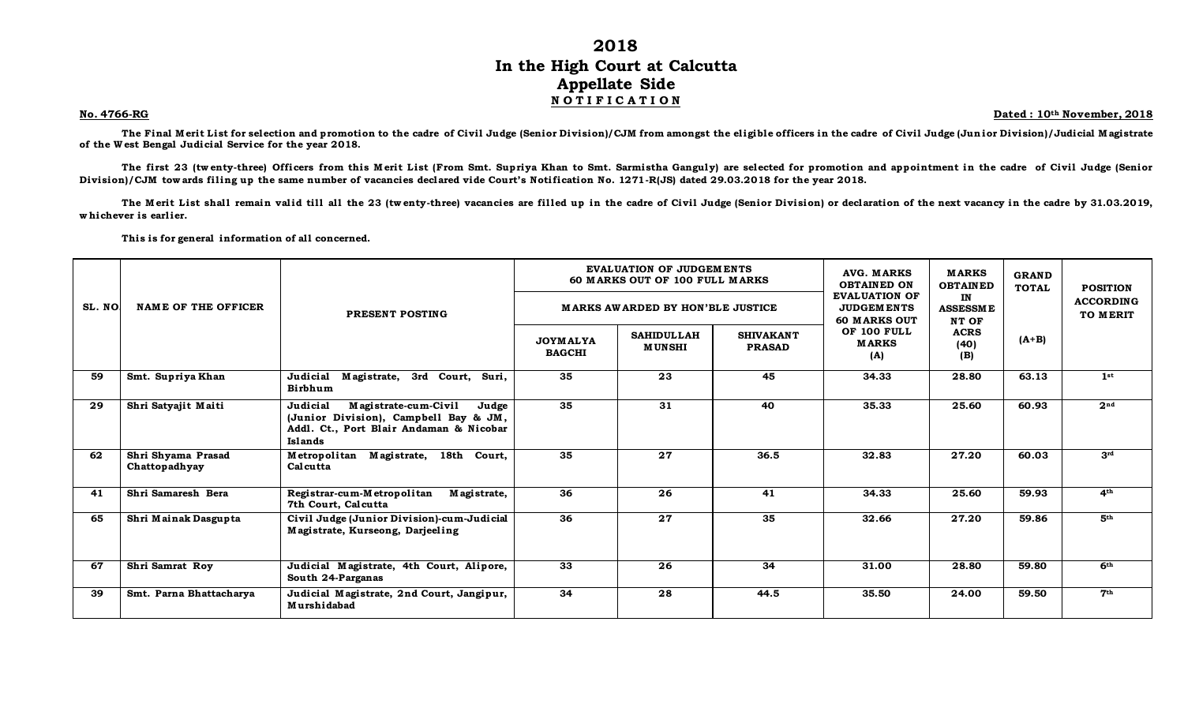# 2018
# In the High Court at Calcutta
# Appellate Side
## NOTIFICATION

**No. 4766-RG** **Dated : 10th November, 2018**

**The Final Merit List for selection and promotion to the cadre of Civil Judge (Senior Division)/CJM from amongst the eligible officers in the cadre of Civil Judge (Junior Division)/Judicial Magistrate of the West Bengal Judicial Service for the year 2018.**

**The first 23 (twenty-three) Officers from this Merit List (From Smt. Supriya Khan to Smt. Sarmistha Ganguly) are selected for promotion and appointment in the cadre of Civil Judge (Senior Division)/CJM towards filing up the same number of vacancies declared vide Court's Notification No. 1271-R(JS) dated 29.03.2018 for the year 2018.**

**The Merit List shall remain valid till all the 23 (twenty-three) vacancies are filled up in the cadre of Civil Judge (Senior Division) or declaration of the next vacancy in the cadre by 31.03.2019, whichever is earlier.**

**This is for general information of all concerned.**

| SL. NO | NAME OF THE OFFICER | PRESENT POSTING | EVALUATION OF JUDGEMENTS 60 MARKS OUT OF 100 FULL MARKS | | | AVG. MARKS OBTAINED ON EVALUATION OF JUDGEMENTS 60 MARKS OUT OF 100 FULL MARKS (A) | MARKS OBTAINED IN ASSESSMENT OF ACRS (40) (B) | GRAND TOTAL (A+B) | POSITION ACCORDING TO MERIT |
|---|---|---|---|---|---|---|---|---|---|
| | | | MARKS AWARDED BY HON'BLE JUSTICE | | | | | | |
| | | | JOYMALYA BAGCHI | SAHIDULLAH MUNSHI | SHIVAKANT PRASAD | | | | |
| 59 | Smt. Supriya Khan | Judicial Magistrate, 3rd Court, Suri, Birbhum | 35 | 23 | 45 | 34.33 | 28.80 | 63.13 | 1st |
| 29 | Shri Satyajit Maiti | Judicial Magistrate-cum-Civil Judge (Junior Division), Campbell Bay & JM, Addl. Ct., Port Blair Andaman & Nicobar Islands | 35 | 31 | 40 | 35.33 | 25.60 | 60.93 | 2nd |
| 62 | Shri Shyama Prasad Chattopadhyay | Metropolitan Magistrate, 18th Court, Calcutta | 35 | 27 | 36.5 | 32.83 | 27.20 | 60.03 | 3rd |
| 41 | Shri Samaresh Bera | Registrar-cum-Metropolitan Magistrate, 7th Court, Calcutta | 36 | 26 | 41 | 34.33 | 25.60 | 59.93 | 4th |
| 65 | Shri Mainak Dasgupta | Civil Judge (Junior Division)-cum-Judicial Magistrate, Kurseong, Darjeeling | 36 | 27 | 35 | 32.66 | 27.20 | 59.86 | 5th |
| 67 | Shri Samrat Roy | Judicial Magistrate, 4th Court, Alipore, South 24-Parganas | 33 | 26 | 34 | 31.00 | 28.80 | 59.80 | 6th |
| 39 | Smt. Parna Bhattacharya | Judicial Magistrate, 2nd Court, Jangipur, Murshidabad | 34 | 28 | 44.5 | 35.50 | 24.00 | 59.50 | 7th |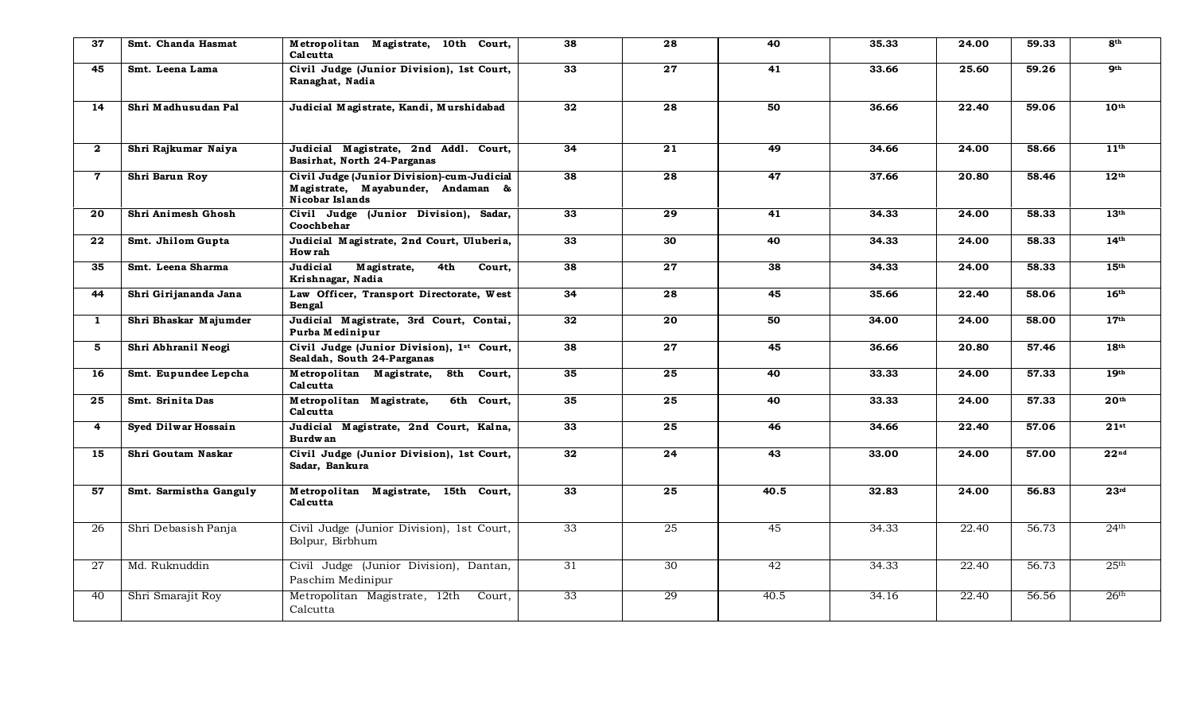| | | | | | | | | | |
|---|---|---|---|---|---|---|---|---|---|
| **37** | **Smt. Chanda Hasmat** | **Metropolitan Magistrate, 10th Court, Calcutta** | **38** | **28** | **40** | **35.33** | **24.00** | **59.33** | **8th** |
| **45** | **Smt. Leena Lama** | **Civil Judge (Junior Division), 1st Court, Ranaghat, Nadia** | **33** | **27** | **41** | **33.66** | **25.60** | **59.26** | **9th** |
| **14** | **Shri Madhusudan Pal** | **Judicial Magistrate, Kandi, Murshidabad** | **32** | **28** | **50** | **36.66** | **22.40** | **59.06** | **10th** |
| **2** | **Shri Rajkumar Naiya** | **Judicial Magistrate, 2nd Addl. Court, Basirhat, North 24-Parganas** | **34** | **21** | **49** | **34.66** | **24.00** | **58.66** | **11th** |
| **7** | **Shri Barun Roy** | **Civil Judge (Junior Division)-cum-Judicial Magistrate, Mayabunder, Andaman & Nicobar Islands** | **38** | **28** | **47** | **37.66** | **20.80** | **58.46** | **12th** |
| **20** | **Shri Animesh Ghosh** | **Civil Judge (Junior Division), Sadar, Coochbehar** | **33** | **29** | **41** | **34.33** | **24.00** | **58.33** | **13th** |
| **22** | **Smt. Jhilom Gupta** | **Judicial Magistrate, 2nd Court, Uluberia, Howrah** | **33** | **30** | **40** | **34.33** | **24.00** | **58.33** | **14th** |
| **35** | **Smt. Leena Sharma** | **Judicial Magistrate, 4th Court, Krishnagar, Nadia** | **38** | **27** | **38** | **34.33** | **24.00** | **58.33** | **15th** |
| **44** | **Shri Girijananda Jana** | **Law Officer, Transport Directorate, West Bengal** | **34** | **28** | **45** | **35.66** | **22.40** | **58.06** | **16th** |
| **1** | **Shri Bhaskar Majumder** | **Judicial Magistrate, 3rd Court, Contai, Purba Medinipur** | **32** | **20** | **50** | **34.00** | **24.00** | **58.00** | **17th** |
| **5** | **Shri Abhranil Neogi** | **Civil Judge (Junior Division), 1st Court, Sealdah, South 24-Parganas** | **38** | **27** | **45** | **36.66** | **20.80** | **57.46** | **18th** |
| **16** | **Smt. Eupundee Lepcha** | **Metropolitan Magistrate, 8th Court, Calcutta** | **35** | **25** | **40** | **33.33** | **24.00** | **57.33** | **19th** |
| **25** | **Smt. Srinita Das** | **Metropolitan Magistrate, 6th Court, Calcutta** | **35** | **25** | **40** | **33.33** | **24.00** | **57.33** | **20th** |
| **4** | **Syed Dilwar Hossain** | **Judicial Magistrate, 2nd Court, Kalna, Burdwan** | **33** | **25** | **46** | **34.66** | **22.40** | **57.06** | **21st** |
| **15** | **Shri Goutam Naskar** | **Civil Judge (Junior Division), 1st Court, Sadar, Bankura** | **32** | **24** | **43** | **33.00** | **24.00** | **57.00** | **22nd** |
| **57** | **Smt. Sarmistha Ganguly** | **Metropolitan Magistrate, 15th Court, Calcutta** | **33** | **25** | **40.5** | **32.83** | **24.00** | **56.83** | **23rd** |
| 26 | Shri Debasish Panja | Civil Judge (Junior Division), 1st Court, Bolpur, Birbhum | 33 | 25 | 45 | 34.33 | 22.40 | 56.73 | 24th |
| 27 | Md. Ruknuddin | Civil Judge (Junior Division), Dantan, Paschim Medinipur | 31 | 30 | 42 | 34.33 | 22.40 | 56.73 | 25th |
| 40 | Shri Smarajit Roy | Metropolitan Magistrate, 12th Court, Calcutta | 33 | 29 | 40.5 | 34.16 | 22.40 | 56.56 | 26th |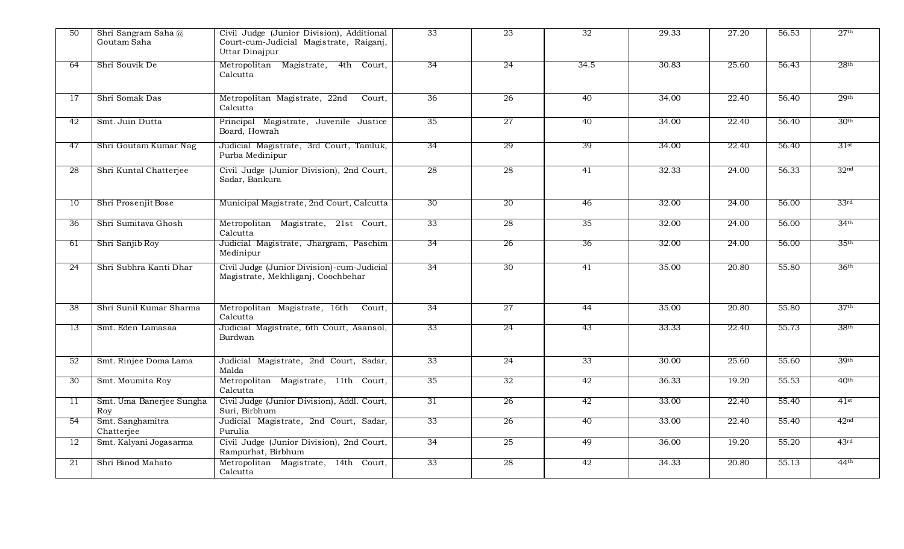| | | | | | | | | | |
|---|---|---|---|---|---|---|---|---|---|
| 50 | Shri Sangram Saha @ Goutam Saha | Civil Judge (Junior Division), Additional Court-cum-Judicial Magistrate, Raiganj, Uttar Dinajpur | 33 | 23 | 32 | 29.33 | 27.20 | 56.53 | 27th |
| 64 | Shri Souvik De | Metropolitan Magistrate, 4th Court, Calcutta | 34 | 24 | 34.5 | 30.83 | 25.60 | 56.43 | 28th |
| 17 | Shri Somak Das | Metropolitan Magistrate, 22nd Court, Calcutta | 36 | 26 | 40 | 34.00 | 22.40 | 56.40 | 29th |
| 42 | Smt. Juin Dutta | Principal Magistrate, Juvenile Justice Board, Howrah | 35 | 27 | 40 | 34.00 | 22.40 | 56.40 | 30th |
| 47 | Shri Goutam Kumar Nag | Judicial Magistrate, 3rd Court, Tamluk, Purba Medinipur | 34 | 29 | 39 | 34.00 | 22.40 | 56.40 | 31st |
| 28 | Shri Kuntal Chatterjee | Civil Judge (Junior Division), 2nd Court, Sadar, Bankura | 28 | 28 | 41 | 32.33 | 24.00 | 56.33 | 32nd |
| 10 | Shri Prosenjit Bose | Municipal Magistrate, 2nd Court, Calcutta | 30 | 20 | 46 | 32.00 | 24.00 | 56.00 | 33rd |
| 36 | Shri Sumitava Ghosh | Metropolitan Magistrate, 21st Court, Calcutta | 33 | 28 | 35 | 32.00 | 24.00 | 56.00 | 34th |
| 61 | Shri Sanjib Roy | Judicial Magistrate, Jhargram, Paschim Medinipur | 34 | 26 | 36 | 32.00 | 24.00 | 56.00 | 35th |
| 24 | Shri Subhra Kanti Dhar | Civil Judge (Junior Division)-cum-Judicial Magistrate, Mekhliganj, Coochbehar | 34 | 30 | 41 | 35.00 | 20.80 | 55.80 | 36th |
| 38 | Shri Sunil Kumar Sharma | Metropolitan Magistrate, 16th Court, Calcutta | 34 | 27 | 44 | 35.00 | 20.80 | 55.80 | 37th |
| 13 | Smt. Eden Lamasaa | Judicial Magistrate, 6th Court, Asansol, Burdwan | 33 | 24 | 43 | 33.33 | 22.40 | 55.73 | 38th |
| 52 | Smt. Rinjee Doma Lama | Judicial Magistrate, 2nd Court, Sadar, Malda | 33 | 24 | 33 | 30.00 | 25.60 | 55.60 | 39th |
| 30 | Smt. Moumita Roy | Metropolitan Magistrate, 11th Court, Calcutta | 35 | 32 | 42 | 36.33 | 19.20 | 55.53 | 40th |
| 11 | Smt. Uma Banerjee Sungha Roy | Civil Judge (Junior Division), Addl. Court, Suri, Birbhum | 31 | 26 | 42 | 33.00 | 22.40 | 55.40 | 41st |
| 54 | Smt. Sanghamitra Chatterjee | Judicial Magistrate, 2nd Court, Sadar, Purulia | 33 | 26 | 40 | 33.00 | 22.40 | 55.40 | 42nd |
| 12 | Smt. Kalyani Jogasarma | Civil Judge (Junior Division), 2nd Court, Rampurhat, Birbhum | 34 | 25 | 49 | 36.00 | 19.20 | 55.20 | 43rd |
| 21 | Shri Binod Mahato | Metropolitan Magistrate, 14th Court, Calcutta | 33 | 28 | 42 | 34.33 | 20.80 | 55.13 | 44th |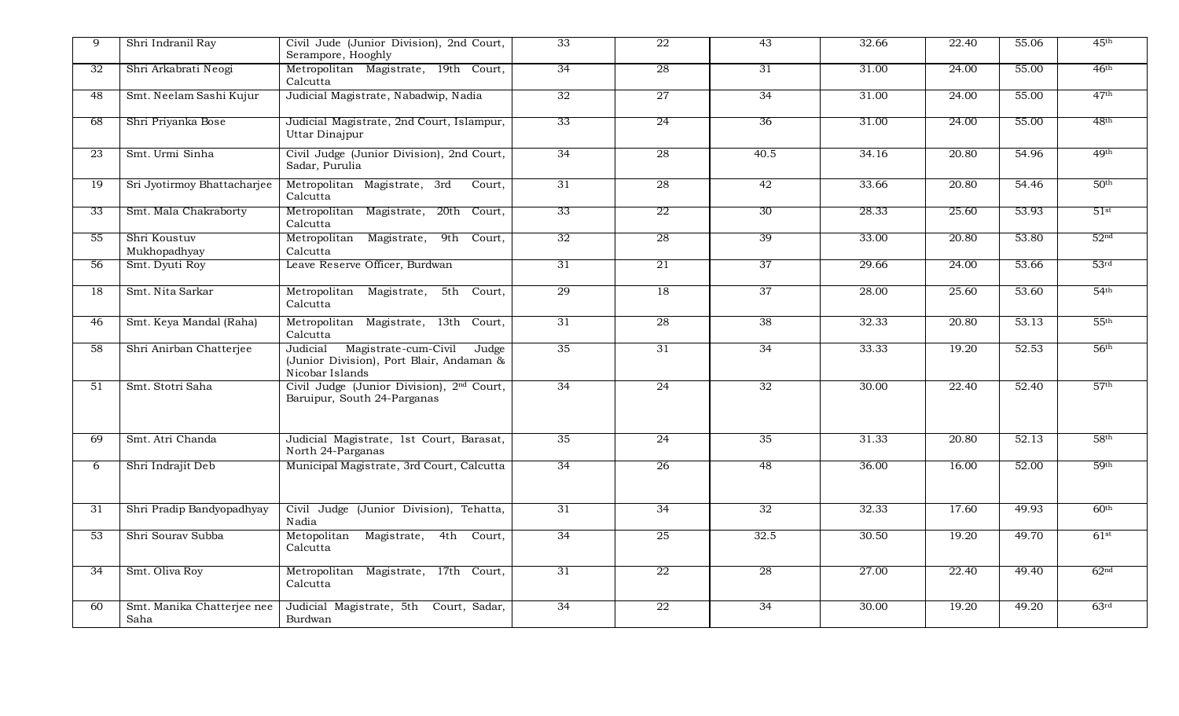| 9 | Shri Indranil Ray | Civil Jude (Junior Division), 2nd Court, Serampore, Hooghly | 33 | 22 | 43 | 32.66 | 22.40 | 55.06 | 45th |
|---|---|---|---|---|---|---|---|---|---|
| 32 | Shri Arkabrati Neogi | Metropolitan Magistrate, 19th Court, Calcutta | 34 | 28 | 31 | 31.00 | 24.00 | 55.00 | 46th |
| 48 | Smt. Neelam Sashi Kujur | Judicial Magistrate, Nabadwip, Nadia | 32 | 27 | 34 | 31.00 | 24.00 | 55.00 | 47th |
| 68 | Shri Priyanka Bose | Judicial Magistrate, 2nd Court, Islampur, Uttar Dinajpur | 33 | 24 | 36 | 31.00 | 24.00 | 55.00 | 48th |
| 23 | Smt. Urmi Sinha | Civil Judge (Junior Division), 2nd Court, Sadar, Purulia | 34 | 28 | 40.5 | 34.16 | 20.80 | 54.96 | 49th |
| 19 | Sri Jyotirmoy Bhattacharjee | Metropolitan Magistrate, 3rd Court, Calcutta | 31 | 28 | 42 | 33.66 | 20.80 | 54.46 | 50th |
| 33 | Smt. Mala Chakraborty | Metropolitan Magistrate, 20th Court, Calcutta | 33 | 22 | 30 | 28.33 | 25.60 | 53.93 | 51st |
| 55 | Shri Koustuv Mukhopadhyay | Metropolitan Magistrate, 9th Court, Calcutta | 32 | 28 | 39 | 33.00 | 20.80 | 53.80 | 52nd |
| 56 | Smt. Dyuti Roy | Leave Reserve Officer, Burdwan | 31 | 21 | 37 | 29.66 | 24.00 | 53.66 | 53rd |
| 18 | Smt. Nita Sarkar | Metropolitan Magistrate, 5th Court, Calcutta | 29 | 18 | 37 | 28.00 | 25.60 | 53.60 | 54th |
| 46 | Smt. Keya Mandal (Raha) | Metropolitan Magistrate, 13th Court, Calcutta | 31 | 28 | 38 | 32.33 | 20.80 | 53.13 | 55th |
| 58 | Shri Anirban Chatterjee | Judicial Magistrate-cum-Civil Judge (Junior Division), Port Blair, Andaman & Nicobar Islands | 35 | 31 | 34 | 33.33 | 19.20 | 52.53 | 56th |
| 51 | Smt. Stotri Saha | Civil Judge (Junior Division), 2nd Court, Baruipur, South 24-Parganas | 34 | 24 | 32 | 30.00 | 22.40 | 52.40 | 57th |
| 69 | Smt. Atri Chanda | Judicial Magistrate, 1st Court, Barasat, North 24-Parganas | 35 | 24 | 35 | 31.33 | 20.80 | 52.13 | 58th |
| 6 | Shri Indrajit Deb | Municipal Magistrate, 3rd Court, Calcutta | 34 | 26 | 48 | 36.00 | 16.00 | 52.00 | 59th |
| 31 | Shri Pradip Bandyopadhyay | Civil Judge (Junior Division), Tehatta, Nadia | 31 | 34 | 32 | 32.33 | 17.60 | 49.93 | 60th |
| 53 | Shri Sourav Subba | Metopolitan Magistrate, 4th Court, Calcutta | 34 | 25 | 32.5 | 30.50 | 19.20 | 49.70 | 61st |
| 34 | Smt. Oliva Roy | Metropolitan Magistrate, 17th Court, Calcutta | 31 | 22 | 28 | 27.00 | 22.40 | 49.40 | 62nd |
| 60 | Smt. Manika Chatterjee nee Saha | Judicial Magistrate, 5th Court, Sadar, Burdwan | 34 | 22 | 34 | 30.00 | 19.20 | 49.20 | 63rd |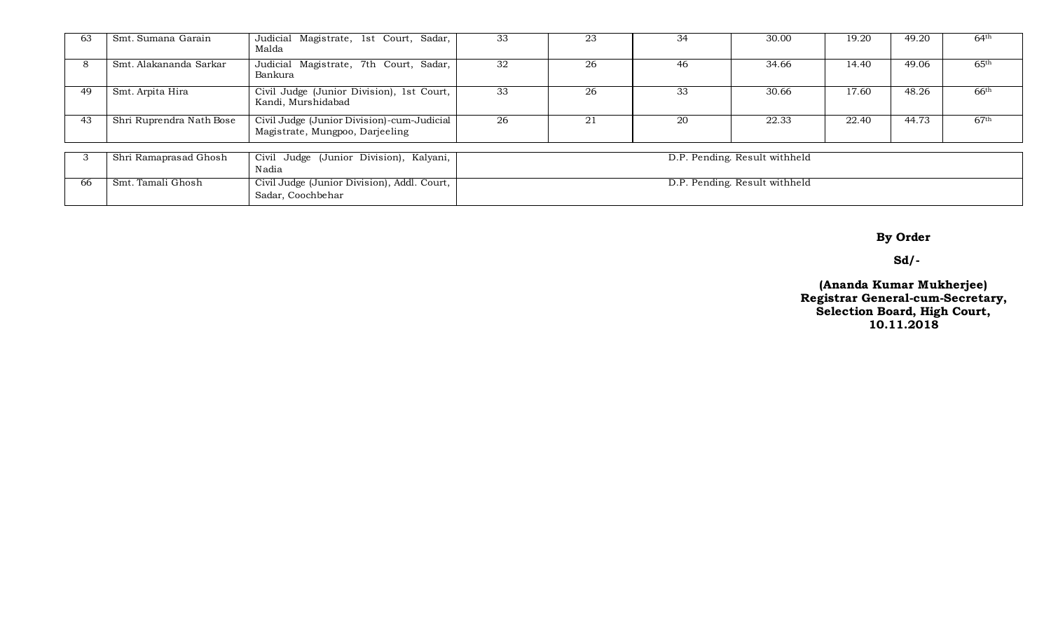| | | | | | | | | | | |
|---|---|---|---|---|---|---|---|---|---|---|
| 63 | Smt. Sumana Garain | Judicial Magistrate, 1st Court, Sadar, Malda | 33 | 23 | 34 | 30.00 | 19.20 | 49.20 | 64th |
| 8 | Smt. Alakananda Sarkar | Judicial Magistrate, 7th Court, Sadar, Bankura | 32 | 26 | 46 | 34.66 | 14.40 | 49.06 | 65th |
| 49 | Smt. Arpita Hira | Civil Judge (Junior Division), 1st Court, Kandi, Murshidabad | 33 | 26 | 33 | 30.66 | 17.60 | 48.26 | 66th |
| 43 | Shri Ruprendra Nath Bose | Civil Judge (Junior Division)-cum-Judicial Magistrate, Mungpoo, Darjeeling | 26 | 21 | 20 | 22.33 | 22.40 | 44.73 | 67th |

| | | | |
|---|---|---|---|
| 3 | Shri Ramaprasad Ghosh | Civil Judge (Junior Division), Kalyani, Nadia | D.P. Pending. Result withheld |
| 66 | Smt. Tamali Ghosh | Civil Judge (Junior Division), Addl. Court, Sadar, Coochbehar | D.P. Pending. Result withheld |

**By Order**

**Sd/-**

**(Ananda Kumar Mukherjee)**
**Registrar General-cum-Secretary,**
**Selection Board, High Court,**
**10.11.2018**